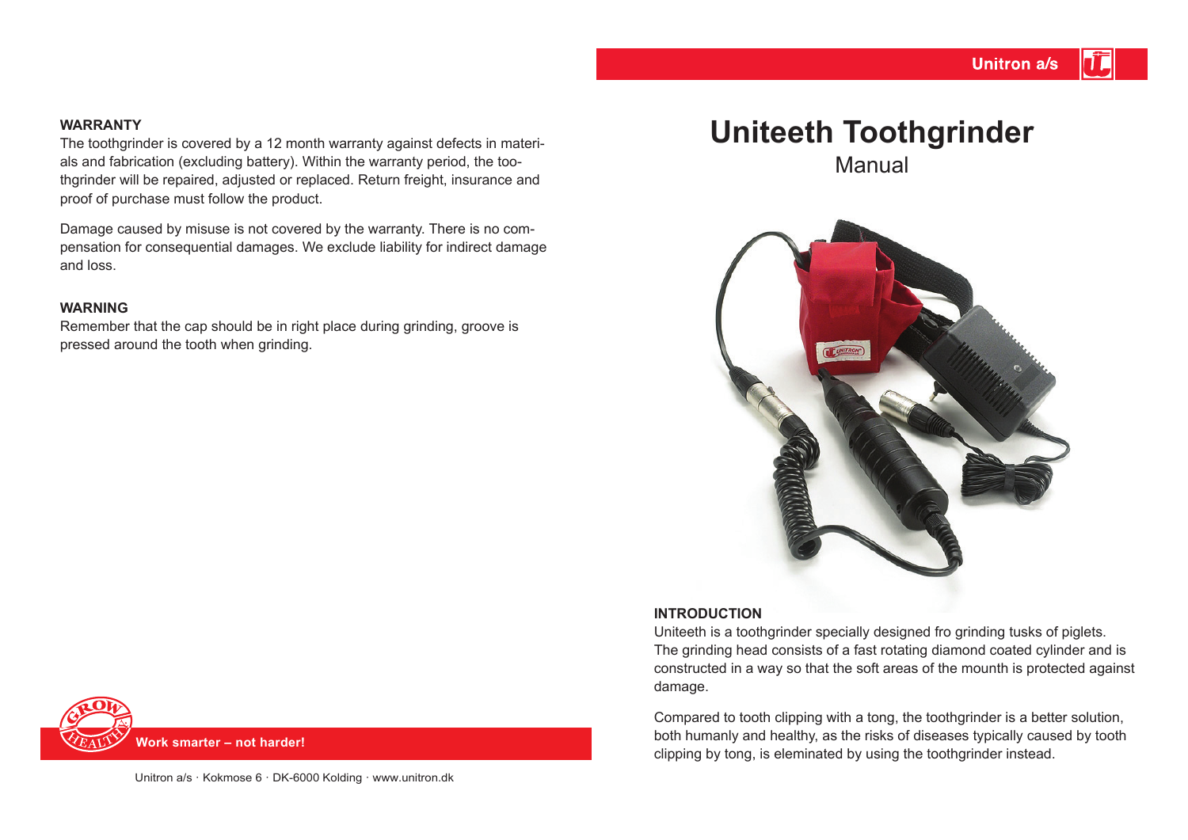# Uniteeth Toothgrinder

Manual

### INTRODUCTION

Uniteeth is a toothgrinder specially designed fro grinding tusks of piglets. The grinding head consists of a fast rotating diamond coated cylinder and is constructed in a way so that the soft areas of the mounth is protected against damage.

Compared to tooth clipping with a tong, the toothgrinder is a better solution, both humanly and healthy, as the risks of diseases typically caused by tooth clipping by tong, is eleminated by using the toothgrinder instead.

### WARRANTY

The toothgrinder is covered by a 12 month warranty against defects in materials and fabrication (excluding battery). Within the warranty period, the toothgrinder will be repaired, adjusted or replaced. Return freight, insurance and proof of purchase must follow the product.

Damage caused by misuse is not covered by the warranty. There is no compensation for consequential damages. We exclude liability for indirect damage and loss.

### WARNING

Remember that the cap should be in right place during grinding, groove is pressed around the tooth when grinding.

**Work smarter – not harder!**

Unitron a/s · Kokmose 6 · DK-6000 Kolding · www.unitron.dk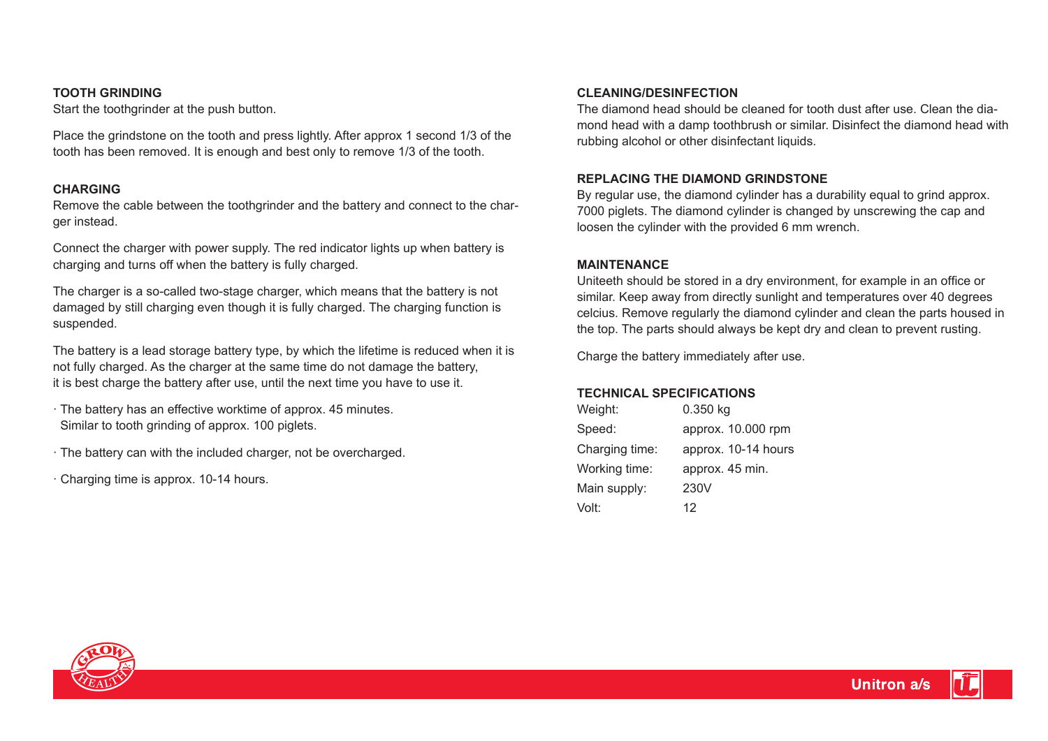### TOOTH GRINDING

Start the toothgrinder at the push button.

Place the grindstone on the tooth and press lightly. After approx 1 second 1/3 of the tooth has been removed. It is enough and best only to remove 1/3 of the tooth.

### CHARGING

Remove the cable between the toothgrinder and the battery and connect to the charger instead.

Connect the charger with power supply. The red indicator lights up when battery is charging and turns off when the battery is fully charged.

The charger is a so-called two-stage charger, which means that the battery is not damaged by still charging even though it is fully charged. The charging function is suspended.

The battery is a lead storage battery type, by which the lifetime is reduced when it is not fully charged. As the charger at the same time do not damage the battery, it is best charge the battery after use, until the next time you have to use it.

- The battery has an effective worktime of approx. 45 minutes. Similar to tooth grinding of approx. 100 piglets.
- The battery can with the included charger, not be overcharged.
- Charging time is approx. 10-14 hours.

### CLEANING/DESINFECTION

The diamond head should be cleaned for tooth dust after use. Clean the diamond head with a damp toothbrush or similar. Disinfect the diamond head with rubbing alcohol or other disinfectant liquids.

### REPLACING THE DIAMOND GRINDSTONE

By regular use, the diamond cylinder has a durability equal to grind approx. 7000 piglets. The diamond cylinder is changed by unscrewing the cap and loosen the cylinder with the provided 6 mm wrench.

### MAINTENANCE

Uniteeth should be stored in a dry environment, for example in an office or similar. Keep away from directly sunlight and temperatures over 40 degrees celcius. Remove regularly the diamond cylinder and clean the parts housed in the top. The parts should always be kept dry and clean to prevent rusting.

Charge the battery immediately after use.

### TECHNICAL SPECIFICATIONS

| | |
|---|---|
| Weight: | 0.350 kg |
| Speed: | approx. 10.000 rpm |
| Charging time: | approx. 10-14 hours |
| Working time: | approx. 45 min. |
| Main supply: | 230V |
| Volt: | 12 |

Unitron a/s